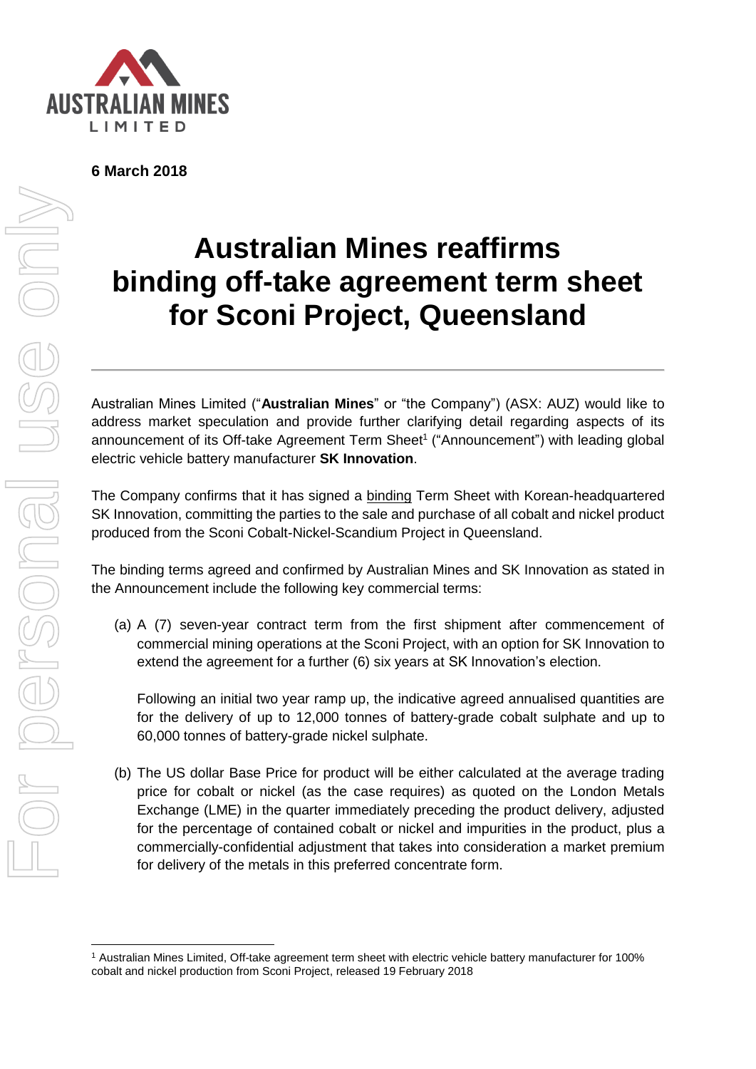**6 March 2018**

# Australian Mines reaffirms binding off-take agreement term sheet for Sconi Project, Queensland

Australian Mines Limited ("**Australian Mines**" or "the Company") (ASX: AUZ) would like to address market speculation and provide further clarifying detail regarding aspects of its announcement of its Off-take Agreement Term Sheet[1] ("Announcement") with leading global electric vehicle battery manufacturer **SK Innovation**.

The Company confirms that it has signed a binding Term Sheet with Korean-headquartered SK Innovation, committing the parties to the sale and purchase of all cobalt and nickel product produced from the Sconi Cobalt-Nickel-Scandium Project in Queensland.

The binding terms agreed and confirmed by Australian Mines and SK Innovation as stated in the Announcement include the following key commercial terms:

(a) A (7) seven-year contract term from the first shipment after commencement of commercial mining operations at the Sconi Project, with an option for SK Innovation to extend the agreement for a further (6) six years at SK Innovation's election.

Following an initial two year ramp up, the indicative agreed annualised quantities are for the delivery of up to 12,000 tonnes of battery-grade cobalt sulphate and up to 60,000 tonnes of battery-grade nickel sulphate.

(b) The US dollar Base Price for product will be either calculated at the average trading price for cobalt or nickel (as the case requires) as quoted on the London Metals Exchange (LME) in the quarter immediately preceding the product delivery, adjusted for the percentage of contained cobalt or nickel and impurities in the product, plus a commercially-confidential adjustment that takes into consideration a market premium for delivery of the metals in this preferred concentrate form.

[1] Australian Mines Limited, Off-take agreement term sheet with electric vehicle battery manufacturer for 100% cobalt and nickel production from Sconi Project, released 19 February 2018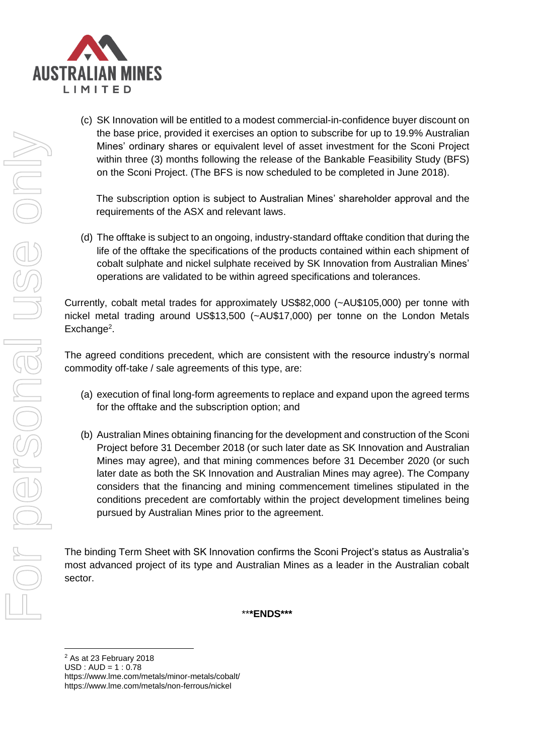(c) SK Innovation will be entitled to a modest commercial-in-confidence buyer discount on the base price, provided it exercises an option to subscribe for up to 19.9% Australian Mines' ordinary shares or equivalent level of asset investment for the Sconi Project within three (3) months following the release of the Bankable Feasibility Study (BFS) on the Sconi Project. (The BFS is now scheduled to be completed in June 2018).

The subscription option is subject to Australian Mines' shareholder approval and the requirements of the ASX and relevant laws.

(d) The offtake is subject to an ongoing, industry-standard offtake condition that during the life of the offtake the specifications of the products contained within each shipment of cobalt sulphate and nickel sulphate received by SK Innovation from Australian Mines' operations are validated to be within agreed specifications and tolerances.

Currently, cobalt metal trades for approximately US$82,000 (~AU$105,000) per tonne with nickel metal trading around US$13,500 (~AU$17,000) per tonne on the London Metals Exchange[2].

The agreed conditions precedent, which are consistent with the resource industry's normal commodity off-take / sale agreements of this type, are:

(a) execution of final long-form agreements to replace and expand upon the agreed terms for the offtake and the subscription option; and

(b) Australian Mines obtaining financing for the development and construction of the Sconi Project before 31 December 2018 (or such later date as SK Innovation and Australian Mines may agree), and that mining commences before 31 December 2020 (or such later date as both the SK Innovation and Australian Mines may agree). The Company considers that the financing and mining commencement timelines stipulated in the conditions precedent are comfortably within the project development timelines being pursued by Australian Mines prior to the agreement.

The binding Term Sheet with SK Innovation confirms the Sconi Project's status as Australia's most advanced project of its type and Australian Mines as a leader in the Australian cobalt sector.

**\*\*\*ENDS\*\*\***

---

[2] As at 23 February 2018
USD : AUD = 1 : 0.78
https://www.lme.com/metals/minor-metals/cobalt/
https://www.lme.com/metals/non-ferrous/nickel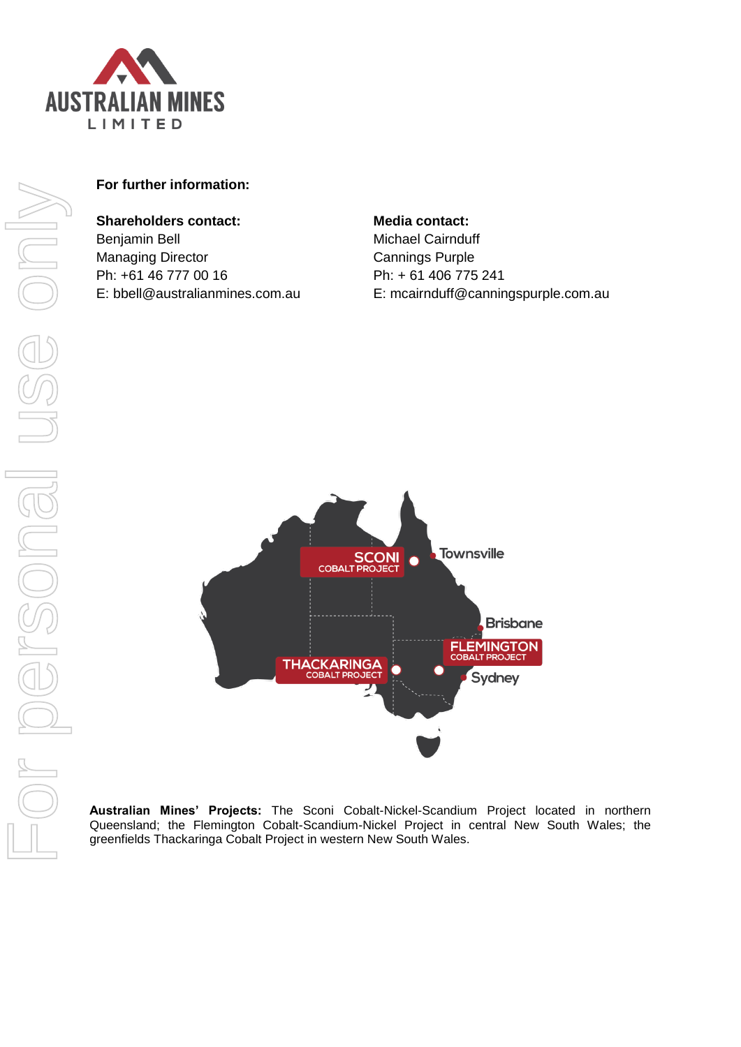**For further information:**

**Shareholders contact:**
Benjamin Bell
Managing Director
Ph: +61 46 777 00 16
E: bbell@australianmines.com.au

**Media contact:**
Michael Cairnduff
Cannings Purple
Ph: + 61 406 775 241
E: mcairnduff@canningspurple.com.au

**Australian Mines' Projects:** The Sconi Cobalt-Nickel-Scandium Project located in northern Queensland; the Flemington Cobalt-Scandium-Nickel Project in central New South Wales; the greenfields Thackaringa Cobalt Project in western New South Wales.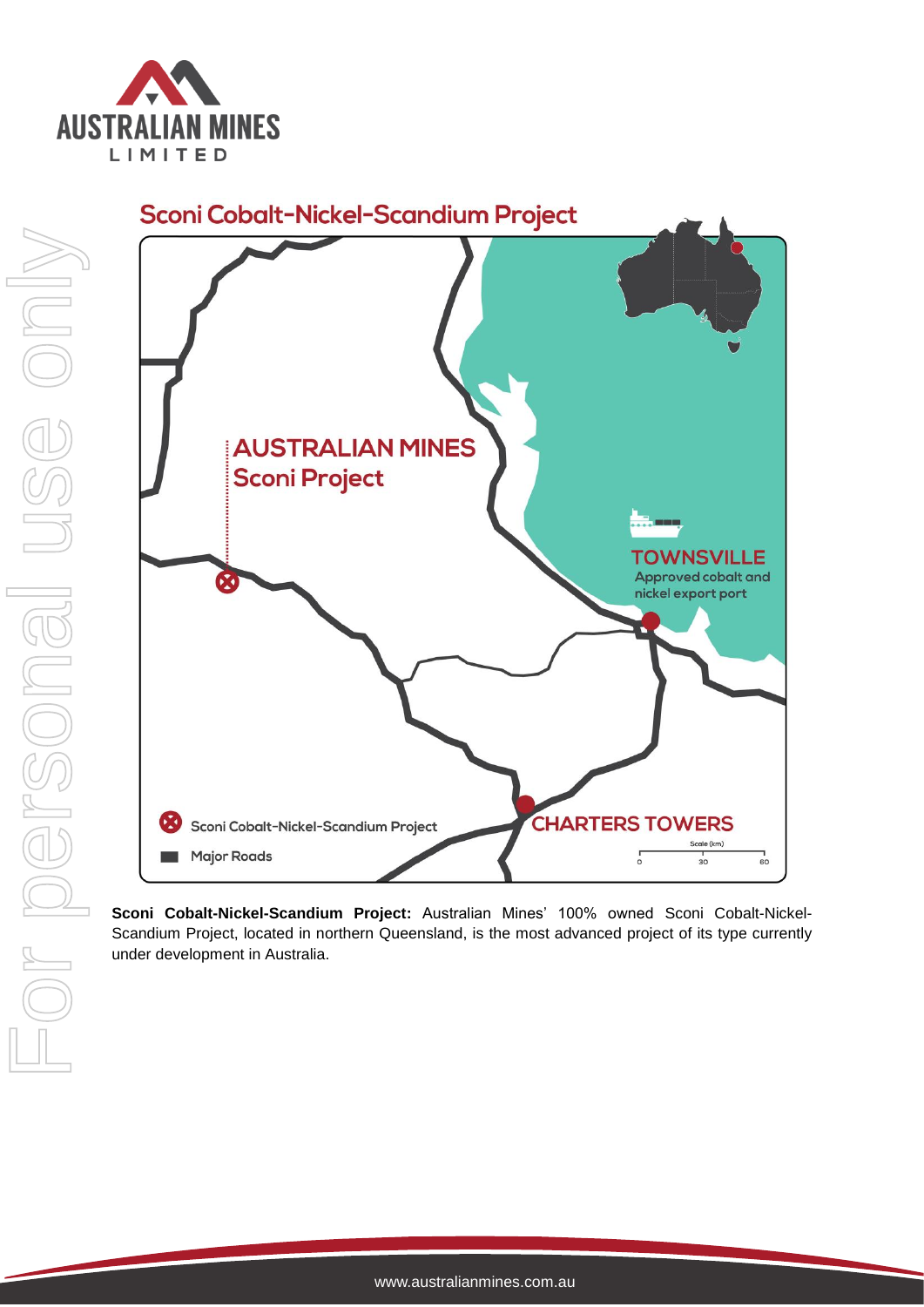## Sconi Cobalt-Nickel-Scandium Project

AUSTRALIAN MINES
Sconi Project

TOWNSVILLE
Approved cobalt and nickel export port

CHARTERS TOWERS

Sconi Cobalt-Nickel-Scandium Project
Major Roads

Scale (km)
0 30 60

**Sconi Cobalt-Nickel-Scandium Project:** Australian Mines' 100% owned Sconi Cobalt-Nickel-Scandium Project, located in northern Queensland, is the most advanced project of its type currently under development in Australia.